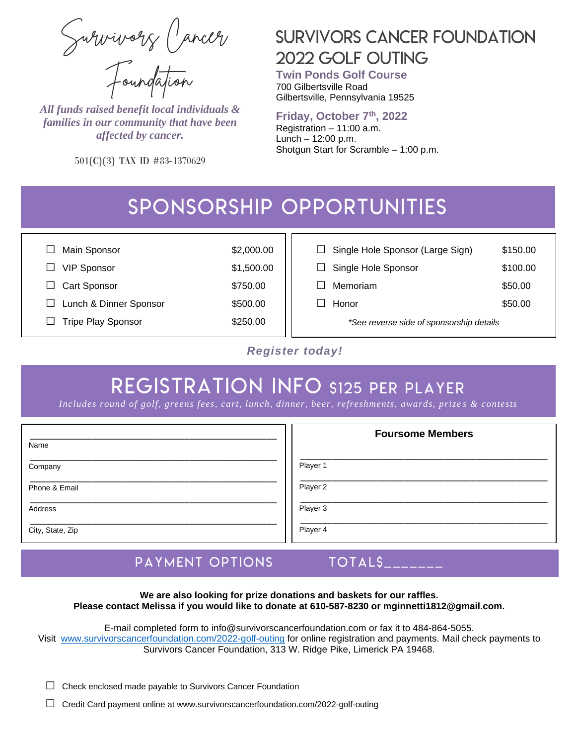Survivors Cancer Foundation

*All funds raised benefit local individuals & families in our community that have been affected by cancer.*

501(C)(3) TAX ID #83-1370629

# SURVIVORS CANCER FOUNDATION 2022 GOLF OUTING

**Twin Ponds Golf Course**
700 Gilbertsville Road
Gilbertsville, Pennsylvania 19525

**Friday, October 7th, 2022**
Registration – 11:00 a.m.
Lunch – 12:00 p.m.
Shotgun Start for Scramble – 1:00 p.m.

## SPONSORSHIP OPPORTUNITIES

| Sponsorship | Price |
|---|---|
| ☐ Main Sponsor | $2,000.00 |
| ☐ VIP Sponsor | $1,500.00 |
| ☐ Cart Sponsor | $750.00 |
| ☐ Lunch & Dinner Sponsor | $500.00 |
| ☐ Tripe Play Sponsor | $250.00 |
| ☐ Single Hole Sponsor (Large Sign) | $150.00 |
| ☐ Single Hole Sponsor | $100.00 |
| ☐ Memoriam | $50.00 |
| ☐ Honor | $50.00 |

*\*See reverse side of sponsorship details*

***Register today!***

## REGISTRATION INFO $125 PER PLAYER

*Includes round of golf, greens fees, cart, lunch, dinner, beer, refreshments, awards, prizes & contests*

Name ______________________________

Company ______________________________

Phone & Email ______________________________

Address ______________________________

City, State, Zip ______________________________

**Foursome Members**

Player 1 ______________________________

Player 2 ______________________________

Player 3 ______________________________

Player 4 ______________________________

## PAYMENT OPTIONS TOTAL$_______

**We are also looking for prize donations and baskets for our raffles.**
**Please contact Melissa if you would like to donate at 610-587-8230 or mginnetti1812@gmail.com.**

E-mail completed form to info@survivorscancerfoundation.com or fax it to 484-864-5055.
Visit www.survivorscancerfoundation.com/2022-golf-outing for online registration and payments. Mail check payments to Survivors Cancer Foundation, 313 W. Ridge Pike, Limerick PA 19468.

☐ Check enclosed made payable to Survivors Cancer Foundation

☐ Credit Card payment online at www.survivorscancerfoundation.com/2022-golf-outing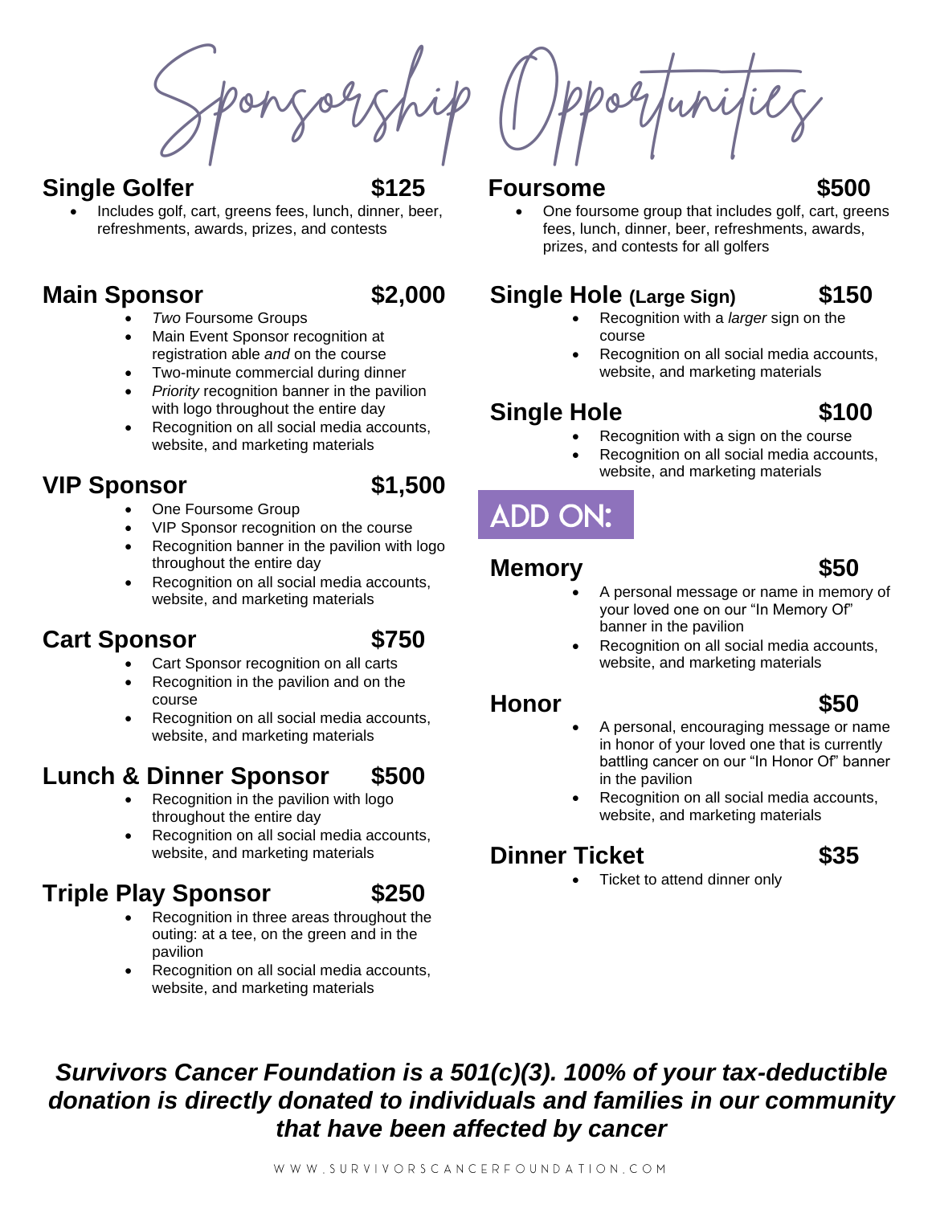# Sponsorship Opportunities

## Single Golfer — $125

- Includes golf, cart, greens fees, lunch, dinner, beer, refreshments, awards, prizes, and contests

## Main Sponsor — $2,000

- *Two* Foursome Groups
- Main Event Sponsor recognition at registration able *and* on the course
- Two-minute commercial during dinner
- *Priority* recognition banner in the pavilion with logo throughout the entire day
- Recognition on all social media accounts, website, and marketing materials

## VIP Sponsor — $1,500

- One Foursome Group
- VIP Sponsor recognition on the course
- Recognition banner in the pavilion with logo throughout the entire day
- Recognition on all social media accounts, website, and marketing materials

## Cart Sponsor — $750

- Cart Sponsor recognition on all carts
- Recognition in the pavilion and on the course
- Recognition on all social media accounts, website, and marketing materials

## Lunch & Dinner Sponsor — $500

- Recognition in the pavilion with logo throughout the entire day
- Recognition on all social media accounts, website, and marketing materials

## Triple Play Sponsor — $250

- Recognition in three areas throughout the outing: at a tee, on the green and in the pavilion
- Recognition on all social media accounts, website, and marketing materials

## Foursome — $500

- One foursome group that includes golf, cart, greens fees, lunch, dinner, beer, refreshments, awards, prizes, and contests for all golfers

## Single Hole (Large Sign) — $150

- Recognition with a *larger* sign on the course
- Recognition on all social media accounts, website, and marketing materials

## Single Hole — $100

- Recognition with a sign on the course
- Recognition on all social media accounts, website, and marketing materials

# ADD ON:

## Memory — $50

- A personal message or name in memory of your loved one on our “In Memory Of” banner in the pavilion
- Recognition on all social media accounts, website, and marketing materials

## Honor — $50

- A personal, encouraging message or name in honor of your loved one that is currently battling cancer on our “In Honor Of” banner in the pavilion
- Recognition on all social media accounts, website, and marketing materials

## Dinner Ticket — $35

- Ticket to attend dinner only

***Survivors Cancer Foundation is a 501(c)(3). 100% of your tax-deductible donation is directly donated to individuals and families in our community that have been affected by cancer***

WWW.SURVIVORSCANCERFOUNDATION.COM